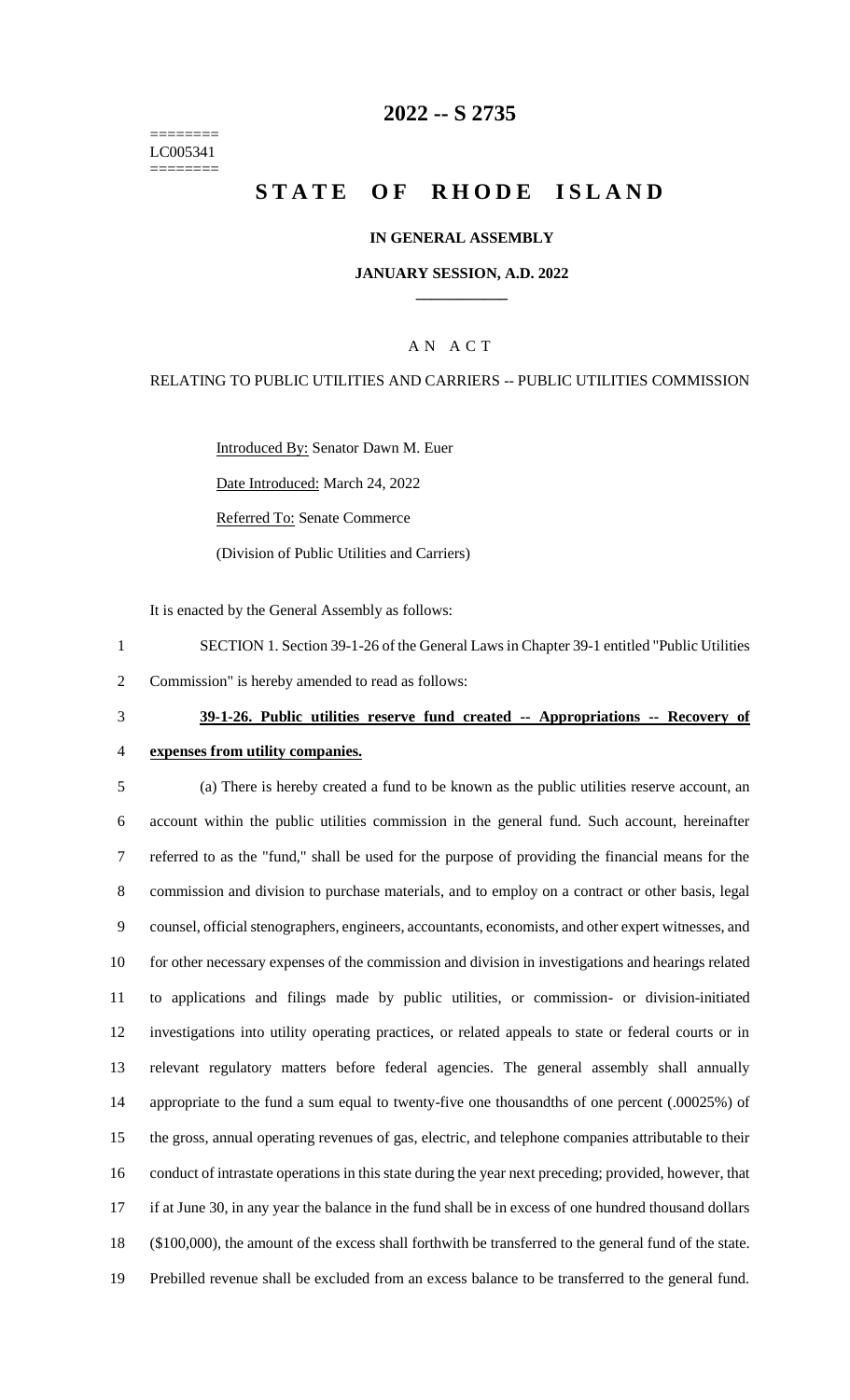========
LC005341
========

# 2022 -- S 2735

# STATE OF RHODE ISLAND

**IN GENERAL ASSEMBLY**

**JANUARY SESSION, A.D. 2022**

A N A C T

RELATING TO PUBLIC UTILITIES AND CARRIERS -- PUBLIC UTILITIES COMMISSION

Introduced By: Senator Dawn M. Euer

Date Introduced: March 24, 2022

Referred To: Senate Commerce

(Division of Public Utilities and Carriers)

It is enacted by the General Assembly as follows:

SECTION 1. Section 39-1-26 of the General Laws in Chapter 39-1 entitled "Public Utilities Commission" is hereby amended to read as follows:

**39-1-26. Public utilities reserve fund created -- Appropriations -- Recovery of expenses from utility companies.**

(a) There is hereby created a fund to be known as the public utilities reserve account, an account within the public utilities commission in the general fund. Such account, hereinafter referred to as the "fund," shall be used for the purpose of providing the financial means for the commission and division to purchase materials, and to employ on a contract or other basis, legal counsel, official stenographers, engineers, accountants, economists, and other expert witnesses, and for other necessary expenses of the commission and division in investigations and hearings related to applications and filings made by public utilities, or commission- or division-initiated investigations into utility operating practices, or related appeals to state or federal courts or in relevant regulatory matters before federal agencies. The general assembly shall annually appropriate to the fund a sum equal to twenty-five one thousandths of one percent (.00025%) of the gross, annual operating revenues of gas, electric, and telephone companies attributable to their conduct of intrastate operations in this state during the year next preceding; provided, however, that if at June 30, in any year the balance in the fund shall be in excess of one hundred thousand dollars ($100,000), the amount of the excess shall forthwith be transferred to the general fund of the state. Prebilled revenue shall be excluded from an excess balance to be transferred to the general fund.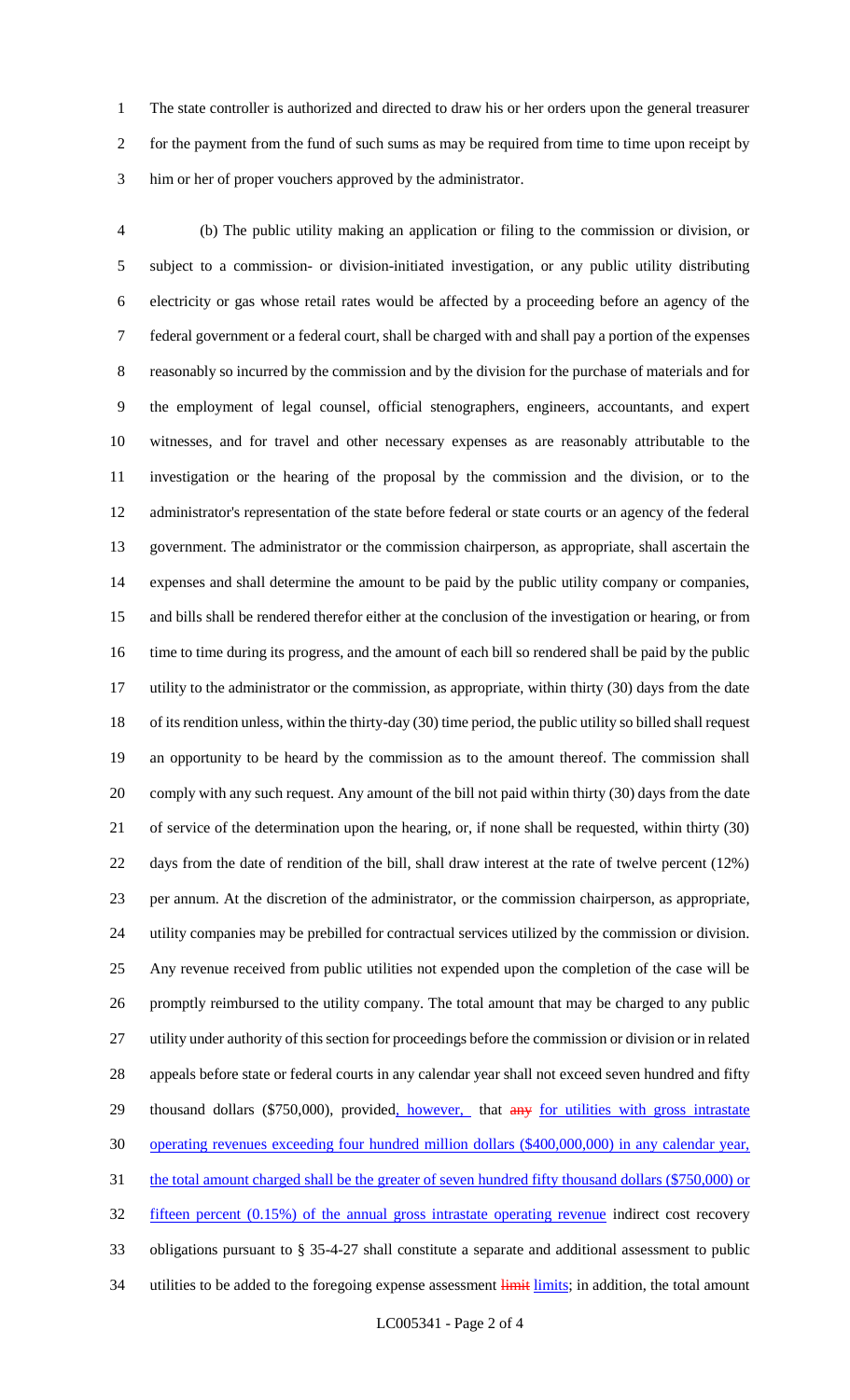The state controller is authorized and directed to draw his or her orders upon the general treasurer for the payment from the fund of such sums as may be required from time to time upon receipt by him or her of proper vouchers approved by the administrator.

(b) The public utility making an application or filing to the commission or division, or subject to a commission- or division-initiated investigation, or any public utility distributing electricity or gas whose retail rates would be affected by a proceeding before an agency of the federal government or a federal court, shall be charged with and shall pay a portion of the expenses reasonably so incurred by the commission and by the division for the purchase of materials and for the employment of legal counsel, official stenographers, engineers, accountants, and expert witnesses, and for travel and other necessary expenses as are reasonably attributable to the investigation or the hearing of the proposal by the commission and the division, or to the administrator's representation of the state before federal or state courts or an agency of the federal government. The administrator or the commission chairperson, as appropriate, shall ascertain the expenses and shall determine the amount to be paid by the public utility company or companies, and bills shall be rendered therefor either at the conclusion of the investigation or hearing, or from time to time during its progress, and the amount of each bill so rendered shall be paid by the public utility to the administrator or the commission, as appropriate, within thirty (30) days from the date of its rendition unless, within the thirty-day (30) time period, the public utility so billed shall request an opportunity to be heard by the commission as to the amount thereof. The commission shall comply with any such request. Any amount of the bill not paid within thirty (30) days from the date of service of the determination upon the hearing, or, if none shall be requested, within thirty (30) days from the date of rendition of the bill, shall draw interest at the rate of twelve percent (12%) per annum. At the discretion of the administrator, or the commission chairperson, as appropriate, utility companies may be prebilled for contractual services utilized by the commission or division. Any revenue received from public utilities not expended upon the completion of the case will be promptly reimbursed to the utility company. The total amount that may be charged to any public utility under authority of this section for proceedings before the commission or division or in related appeals before state or federal courts in any calendar year shall not exceed seven hundred and fifty thousand dollars ($750,000), provided, however, that ~~any~~ for utilities with gross intrastate operating revenues exceeding four hundred million dollars ($400,000,000) in any calendar year, the total amount charged shall be the greater of seven hundred fifty thousand dollars ($750,000) or fifteen percent (0.15%) of the annual gross intrastate operating revenue indirect cost recovery obligations pursuant to § 35-4-27 shall constitute a separate and additional assessment to public utilities to be added to the foregoing expense assessment ~~limit~~ limits; in addition, the total amount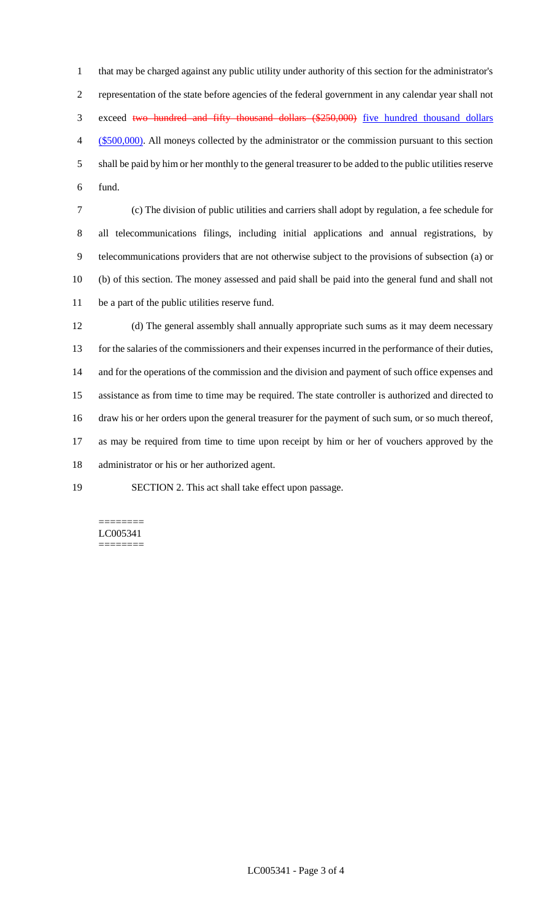that may be charged against any public utility under authority of this section for the administrator's representation of the state before agencies of the federal government in any calendar year shall not exceed ~~two hundred and fifty thousand dollars ($250,000)~~ five hundred thousand dollars ($500,000). All moneys collected by the administrator or the commission pursuant to this section shall be paid by him or her monthly to the general treasurer to be added to the public utilities reserve fund.

(c) The division of public utilities and carriers shall adopt by regulation, a fee schedule for all telecommunications filings, including initial applications and annual registrations, by telecommunications providers that are not otherwise subject to the provisions of subsection (a) or (b) of this section. The money assessed and paid shall be paid into the general fund and shall not be a part of the public utilities reserve fund.

(d) The general assembly shall annually appropriate such sums as it may deem necessary for the salaries of the commissioners and their expenses incurred in the performance of their duties, and for the operations of the commission and the division and payment of such office expenses and assistance as from time to time may be required. The state controller is authorized and directed to draw his or her orders upon the general treasurer for the payment of such sum, or so much thereof, as may be required from time to time upon receipt by him or her of vouchers approved by the administrator or his or her authorized agent.

SECTION 2. This act shall take effect upon passage.

========
LC005341
========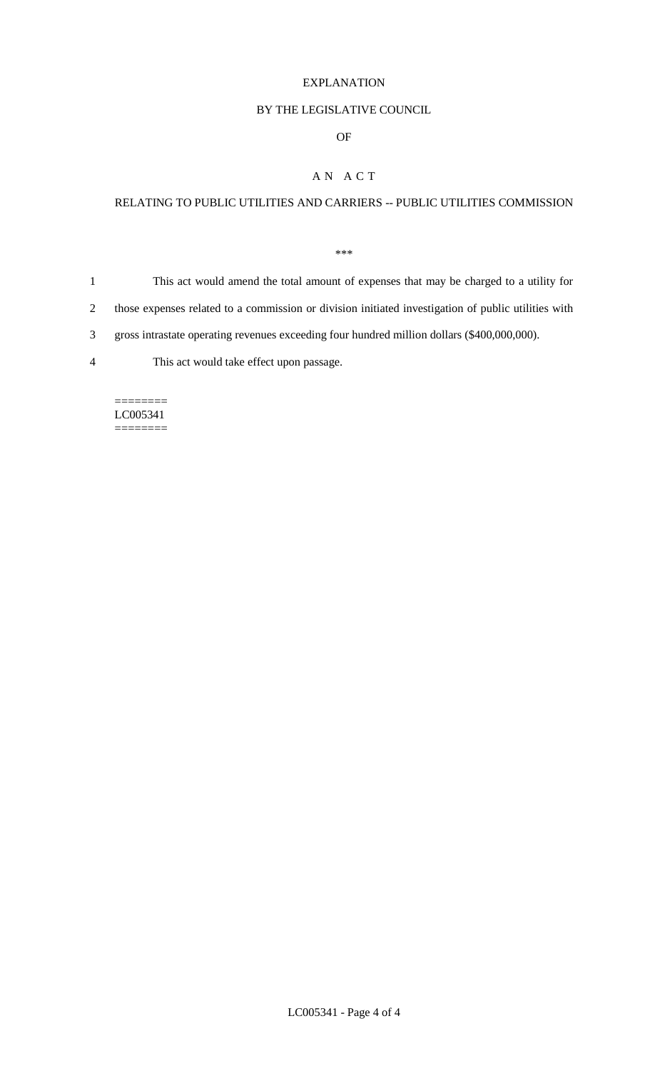EXPLANATION

BY THE LEGISLATIVE COUNCIL

OF

# A N A C T

RELATING TO PUBLIC UTILITIES AND CARRIERS -- PUBLIC UTILITIES COMMISSION

\*\*\*

This act would amend the total amount of expenses that may be charged to a utility for those expenses related to a commission or division initiated investigation of public utilities with gross intrastate operating revenues exceeding four hundred million dollars ($400,000,000).

This act would take effect upon passage.

========
LC005341
========